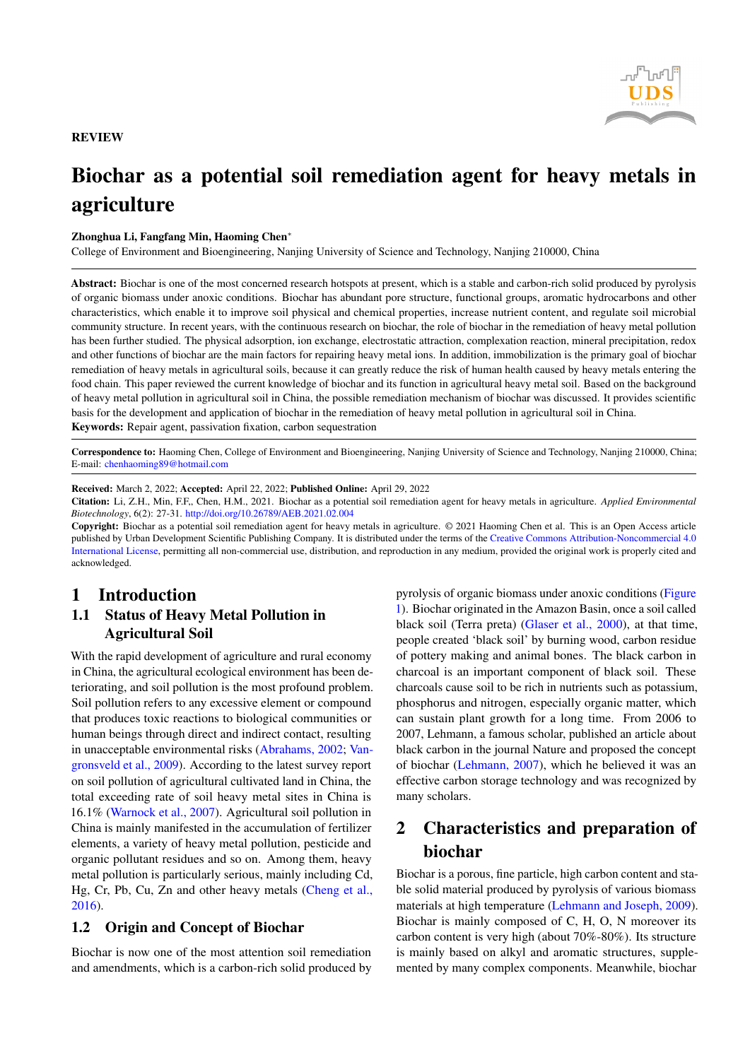REVIEW

# Biochar as a potential soil remediation agent for heavy metals in agriculture

**Zhonghua Li, Fangfang Min, Haoming Chen***

College of Environment and Bioengineering, Nanjing University of Science and Technology, Nanjing 210000, China

**Abstract:** Biochar is one of the most concerned research hotspots at present, which is a stable and carbon-rich solid produced by pyrolysis of organic biomass under anoxic conditions. Biochar has abundant pore structure, functional groups, aromatic hydrocarbons and other characteristics, which enable it to improve soil physical and chemical properties, increase nutrient content, and regulate soil microbial community structure. In recent years, with the continuous research on biochar, the role of biochar in the remediation of heavy metal pollution has been further studied. The physical adsorption, ion exchange, electrostatic attraction, complexation reaction, mineral precipitation, redox and other functions of biochar are the main factors for repairing heavy metal ions. In addition, immobilization is the primary goal of biochar remediation of heavy metals in agricultural soils, because it can greatly reduce the risk of human health caused by heavy metals entering the food chain. This paper reviewed the current knowledge of biochar and its function in agricultural heavy metal soil. Based on the background of heavy metal pollution in agricultural soil in China, the possible remediation mechanism of biochar was discussed. It provides scientific basis for the development and application of biochar in the remediation of heavy metal pollution in agricultural soil in China.

**Keywords:** Repair agent, passivation fixation, carbon sequestration

**Correspondence to:** Haoming Chen, College of Environment and Bioengineering, Nanjing University of Science and Technology, Nanjing 210000, China; E-mail: chenhaoming89@hotmail.com

**Received:** March 2, 2022; **Accepted:** April 22, 2022; **Published Online:** April 29, 2022

**Citation:** Li, Z.H., Min, F.F., Chen, H.M., 2021. Biochar as a potential soil remediation agent for heavy metals in agriculture. *Applied Environmental Biotechnology*, 6(2): 27-31. http://doi.org/10.26789/AEB.2021.02.004

**Copyright:** Biochar as a potential soil remediation agent for heavy metals in agriculture. © 2021 Haoming Chen et al. This is an Open Access article published by Urban Development Scientific Publishing Company. It is distributed under the terms of the Creative Commons Attribution-Noncommercial 4.0 International License, permitting all non-commercial use, distribution, and reproduction in any medium, provided the original work is properly cited and acknowledged.

## 1 Introduction

### 1.1 Status of Heavy Metal Pollution in Agricultural Soil

With the rapid development of agriculture and rural economy in China, the agricultural ecological environment has been deteriorating, and soil pollution is the most profound problem. Soil pollution refers to any excessive element or compound that produces toxic reactions to biological communities or human beings through direct and indirect contact, resulting in unacceptable environmental risks (Abrahams, 2002; Vangronsveld et al., 2009). According to the latest survey report on soil pollution of agricultural cultivated land in China, the total exceeding rate of soil heavy metal sites in China is 16.1% (Warnock et al., 2007). Agricultural soil pollution in China is mainly manifested in the accumulation of fertilizer elements, a variety of heavy metal pollution, pesticide and organic pollutant residues and so on. Among them, heavy metal pollution is particularly serious, mainly including Cd, Hg, Cr, Pb, Cu, Zn and other heavy metals (Cheng et al., 2016).

### 1.2 Origin and Concept of Biochar

Biochar is now one of the most attention soil remediation and amendments, which is a carbon-rich solid produced by pyrolysis of organic biomass under anoxic conditions (Figure 1). Biochar originated in the Amazon Basin, once a soil called black soil (Terra preta) (Glaser et al., 2000), at that time, people created 'black soil' by burning wood, carbon residue of pottery making and animal bones. The black carbon in charcoal is an important component of black soil. These charcoals cause soil to be rich in nutrients such as potassium, phosphorus and nitrogen, especially organic matter, which can sustain plant growth for a long time. From 2006 to 2007, Lehmann, a famous scholar, published an article about black carbon in the journal Nature and proposed the concept of biochar (Lehmann, 2007), which he believed it was an effective carbon storage technology and was recognized by many scholars.

## 2 Characteristics and preparation of biochar

Biochar is a porous, fine particle, high carbon content and stable solid material produced by pyrolysis of various biomass materials at high temperature (Lehmann and Joseph, 2009). Biochar is mainly composed of C, H, O, N moreover its carbon content is very high (about 70%-80%). Its structure is mainly based on alkyl and aromatic structures, supplemented by many complex components. Meanwhile, biochar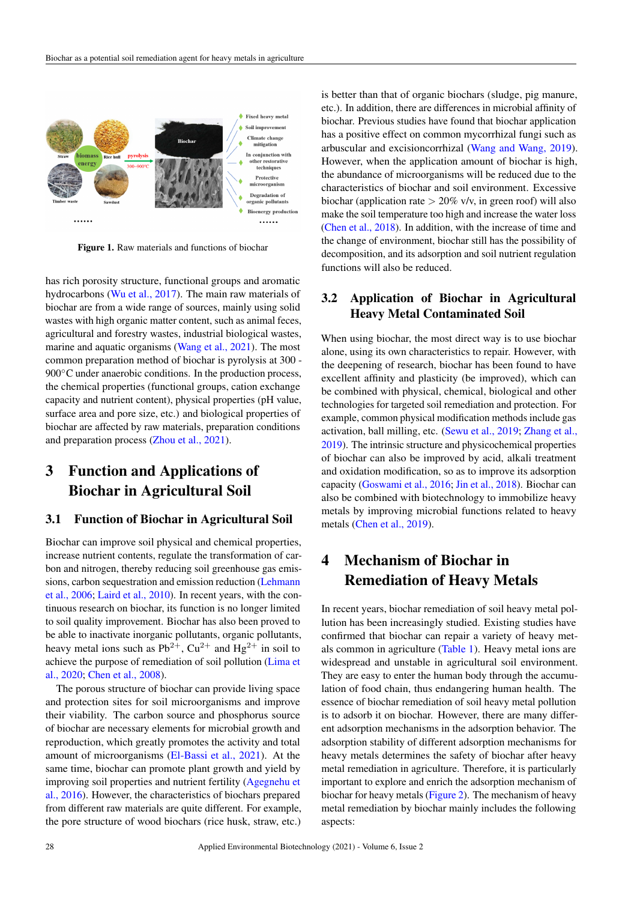Figure 1. Raw materials and functions of biochar

has rich porosity structure, functional groups and aromatic hydrocarbons (Wu et al., 2017). The main raw materials of biochar are from a wide range of sources, mainly using solid wastes with high organic matter content, such as animal feces, agricultural and forestry wastes, industrial biological wastes, marine and aquatic organisms (Wang et al., 2021). The most common preparation method of biochar is pyrolysis at 300 - 900°C under anaerobic conditions. In the production process, the chemical properties (functional groups, cation exchange capacity and nutrient content), physical properties (pH value, surface area and pore size, etc.) and biological properties of biochar are affected by raw materials, preparation conditions and preparation process (Zhou et al., 2021).

# 3 Function and Applications of Biochar in Agricultural Soil

## 3.1 Function of Biochar in Agricultural Soil

Biochar can improve soil physical and chemical properties, increase nutrient contents, regulate the transformation of carbon and nitrogen, thereby reducing soil greenhouse gas emissions, carbon sequestration and emission reduction (Lehmann et al., 2006; Laird et al., 2010). In recent years, with the continuous research on biochar, its function is no longer limited to soil quality improvement. Biochar has also been proved to be able to inactivate inorganic pollutants, organic pollutants, heavy metal ions such as $Pb^{2+}$, $Cu^{2+}$ and $Hg^{2+}$ in soil to achieve the purpose of remediation of soil pollution (Lima et al., 2020; Chen et al., 2008).

The porous structure of biochar can provide living space and protection sites for soil microorganisms and improve their viability. The carbon source and phosphorus source of biochar are necessary elements for microbial growth and reproduction, which greatly promotes the activity and total amount of microorganisms (El-Bassi et al., 2021). At the same time, biochar can promote plant growth and yield by improving soil properties and nutrient fertility (Agegnehu et al., 2016). However, the characteristics of biochars prepared from different raw materials are quite different. For example, the pore structure of wood biochars (rice husk, straw, etc.) is better than that of organic biochars (sludge, pig manure, etc.). In addition, there are differences in microbial affinity of biochar. Previous studies have found that biochar application has a positive effect on common mycorrhizal fungi such as arbuscular and excisionccorrhizal (Wang and Wang, 2019). However, when the application amount of biochar is high, the abundance of microorganisms will be reduced due to the characteristics of biochar and soil environment. Excessive biochar (application rate > 20% v/v, in green roof) will also make the soil temperature too high and increase the water loss (Chen et al., 2018). In addition, with the increase of time and the change of environment, biochar still has the possibility of decomposition, and its adsorption and soil nutrient regulation functions will also be reduced.

## 3.2 Application of Biochar in Agricultural Heavy Metal Contaminated Soil

When using biochar, the most direct way is to use biochar alone, using its own characteristics to repair. However, with the deepening of research, biochar has been found to have excellent affinity and plasticity (be improved), which can be combined with physical, chemical, biological and other technologies for targeted soil remediation and protection. For example, common physical modification methods include gas activation, ball milling, etc. (Sewu et al., 2019; Zhang et al., 2019). The intrinsic structure and physicochemical properties of biochar can also be improved by acid, alkali treatment and oxidation modification, so as to improve its adsorption capacity (Goswami et al., 2016; Jin et al., 2018). Biochar can also be combined with biotechnology to immobilize heavy metals by improving microbial functions related to heavy metals (Chen et al., 2019).

# 4 Mechanism of Biochar in Remediation of Heavy Metals

In recent years, biochar remediation of soil heavy metal pollution has been increasingly studied. Existing studies have confirmed that biochar can repair a variety of heavy metals common in agriculture (Table 1). Heavy metal ions are widespread and unstable in agricultural soil environment. They are easy to enter the human body through the accumulation of food chain, thus endangering human health. The essence of biochar remediation of soil heavy metal pollution is to adsorb it on biochar. However, there are many different adsorption mechanisms in the adsorption behavior. The adsorption stability of different adsorption mechanisms for heavy metals determines the safety of biochar after heavy metal remediation in agriculture. Therefore, it is particularly important to explore and enrich the adsorption mechanism of biochar for heavy metals (Figure 2). The mechanism of heavy metal remediation by biochar mainly includes the following aspects: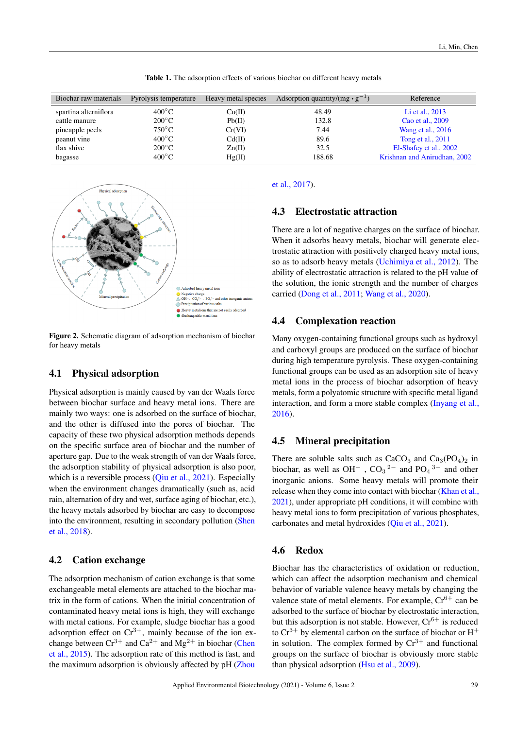**Table 1.** The adsorption effects of various biochar on different heavy metals

| Biochar raw materials | Pyrolysis temperature | Heavy metal species | Adsorption quantity/($mg \cdot g^{-1}$) | Reference |
|---|---|---|---|---|
| spartina alterniflora | 400°C | Cu(II) | 48.49 | Li et al., 2013 |
| cattle manure | 200°C | Pb(II) | 132.8 | Cao et al., 2009 |
| pineapple peels | 750°C | Cr(VI) | 7.44 | Wang et al., 2016 |
| peanut vine | 400°C | Cd(II) | 89.6 | Tong et al., 2011 |
| flax shive | 200°C | Zn(II) | 32.5 | El-Shafey et al., 2002 |
| bagasse | 400°C | Hg(II) | 188.68 | Krishnan and Anirudhan, 2002 |

**Figure 2.** Schematic diagram of adsorption mechanism of biochar for heavy metals

## 4.1 Physical adsorption

Physical adsorption is mainly caused by van der Waals force between biochar surface and heavy metal ions. There are mainly two ways: one is adsorbed on the surface of biochar, and the other is diffused into the pores of biochar. The capacity of these two physical adsorption methods depends on the specific surface area of biochar and the number of aperture gap. Due to the weak strength of van der Waals force, the adsorption stability of physical adsorption is also poor, which is a reversible process (Qiu et al., 2021). Especially when the environment changes dramatically (such as, acid rain, alternation of dry and wet, surface aging of biochar, etc.), the heavy metals adsorbed by biochar are easy to decompose into the environment, resulting in secondary pollution (Shen et al., 2018).

## 4.2 Cation exchange

The adsorption mechanism of cation exchange is that some exchangeable metal elements are attached to the biochar matrix in the form of cations. When the initial concentration of contaminated heavy metal ions is high, they will exchange with metal cations. For example, sludge biochar has a good adsorption effect on $Cr^{3+}$, mainly because of the ion exchange between $Cr^{3+}$ and $Ca^{2+}$ and $Mg^{2+}$ in biochar (Chen et al., 2015). The adsorption rate of this method is fast, and the maximum adsorption is obviously affected by pH (Zhou et al., 2017).

## 4.3 Electrostatic attraction

There are a lot of negative charges on the surface of biochar. When it adsorbs heavy metals, biochar will generate electrostatic attraction with positively charged heavy metal ions, so as to adsorb heavy metals (Uchimiya et al., 2012). The ability of electrostatic attraction is related to the pH value of the solution, the ionic strength and the number of charges carried (Dong et al., 2011; Wang et al., 2020).

## 4.4 Complexation reaction

Many oxygen-containing functional groups such as hydroxyl and carboxyl groups are produced on the surface of biochar during high temperature pyrolysis. These oxygen-containing functional groups can be used as an adsorption site of heavy metal ions in the process of biochar adsorption of heavy metals, form a polyatomic structure with specific metal ligand interaction, and form a more stable complex (Inyang et al., 2016).

## 4.5 Mineral precipitation

There are soluble salts such as $CaCO_3$ and $Ca_3(PO_4)_2$ in biochar, as well as $OH^-$ , ${CO_3}^{2-}$ and ${PO_4}^{3-}$ and other inorganic anions. Some heavy metals will promote their release when they come into contact with biochar (Khan et al., 2021), under appropriate pH conditions, it will combine with heavy metal ions to form precipitation of various phosphates, carbonates and metal hydroxides (Qiu et al., 2021).

## 4.6 Redox

Biochar has the characteristics of oxidation or reduction, which can affect the adsorption mechanism and chemical behavior of variable valence heavy metals by changing the valence state of metal elements. For example, $Cr^{6+}$ can be adsorbed to the surface of biochar by electrostatic interaction, but this adsorption is not stable. However, $Cr^{6+}$ is reduced to $Cr^{3+}$ by elemental carbon on the surface of biochar or $H^+$ in solution. The complex formed by $Cr^{3+}$ and functional groups on the surface of biochar is obviously more stable than physical adsorption (Hsu et al., 2009).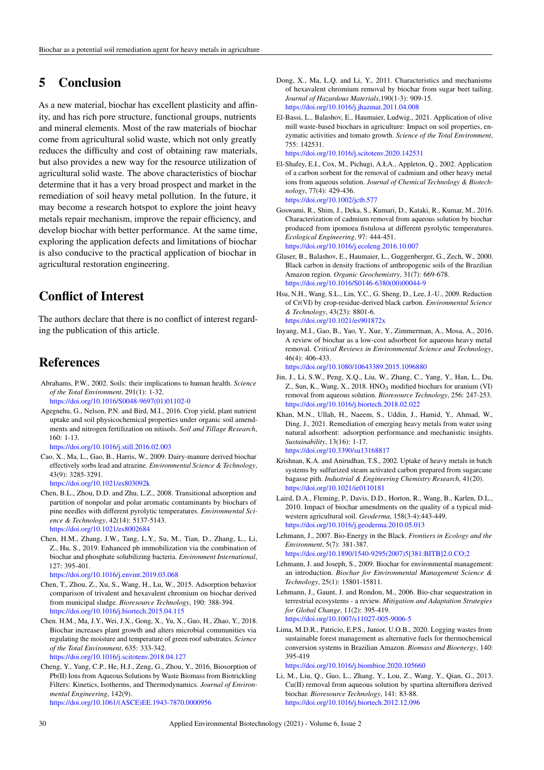## 5 Conclusion

As a new material, biochar has excellent plasticity and affinity, and has rich pore structure, functional groups, nutrients and mineral elements. Most of the raw materials of biochar come from agricultural solid waste, which not only greatly reduces the difficulty and cost of obtaining raw materials, but also provides a new way for the resource utilization of agricultural solid waste. The above characteristics of biochar determine that it has a very broad prospect and market in the remediation of soil heavy metal pollution. In the future, it may become a research hotspot to explore the joint heavy metals repair mechanism, improve the repair efficiency, and develop biochar with better performance. At the same time, exploring the application defects and limitations of biochar is also conducive to the practical application of biochar in agricultural restoration engineering.

## Conflict of Interest

The authors declare that there is no conflict of interest regarding the publication of this article.

## References

Abrahams, P.W., 2002. Soils: their implications to human health. *Science of the Total Environment*, 291(1): 1-32.
https://doi.org/10.1016/S0048-9697(01)01102-0

Agegnehu, G., Nelson, P.N. and Bird, M.I., 2016. Crop yield, plant nutrient uptake and soil physicochemical properties under organic soil amendments and nitrogen fertilization on nitisols. *Soil and Tillage Research*, 160: 1-13.
https://doi.org/10.1016/j.still.2016.02.003

Cao, X., Ma, L., Gao, B., Harris, W., 2009. Dairy-manure derived biochar effectively sorbs lead and atrazine. *Environmental Science & Technology*, 43(9): 3285-3291.
https://doi.org/10.1021/es803092k

Chen, B.L., Zhou, D.D. and Zhu, L.Z., 2008. Transitional adsorption and partition of nonpolar and polar aromatic contaminants by biochars of pine needles with different pyrolytic temperatures. *Environmental Science & Technology*, 42(14): 5137-5143.
https://doi.org/10.1021/es8002684

Chen, H.M., Zhang, J.W., Tang, L.Y., Su, M., Tian, D., Zhang, L., Li, Z., Hu, S., 2019. Enhanced pb immobilization via the combination of biochar and phosphate solubilizing bacteria. *Environment International*, 127: 395-401.
https://doi.org/10.1016/j.envint.2019.03.068

Chen, T., Zhou, Z., Xu, S., Wang, H., Lu, W., 2015. Adsorption behavior comparison of trivalent and hexavalent chromium on biochar derived from municipal sludge. *Bioresource Technology*, 190: 388-394.
https://doi.org/10.1016/j.biortech.2015.04.115

Chen, H.M., Ma, J.Y., Wei, J.X., Gong, X., Yu, X., Guo, H., Zhao, Y., 2018. Biochar increases plant growth and alters microbial communities via regulating the moisture and temperature of green roof substrates. *Science of the Total Environment*, 635: 333-342.
https://doi.org/10.1016/j.scitotenv.2018.04.127

Cheng, Y., Yang, C.P., He, H.J., Zeng, G., Zhou, Y., 2016, Biosorption of Pb(II) Ions from Aqueous Solutions by Waste Biomass from Biotrickling Filters: Kinetics, Isotherms, and Thermodynamics. *Journal of Environmental Engineering*, 142(9).
https://doi.org/10.1061/(ASCE)EE.1943-7870.0000956

Dong, X., Ma, L.Q. and Li, Y., 2011. Characteristics and mechanisms of hexavalent chromium removal by biochar from sugar beet tailing. *Journal of Hazardous Materials*,190(1-3): 909-15.
https://doi.org/10.1016/j.jhazmat.2011.04.008

El-Bassi, L., Balashov, E., Haumaier, Ludwig., 2021. Application of olive mill waste-based biochars in agriculture: Impact on soil properties, enzymatic activities and tomato growth. *Science of the Total Environment*, 755: 142531.
https://doi.org/10.1016/j.scitotenv.2020.142531

El-Shafey, E.I., Cox, M., Pichugi, A.ŁA., Appleton, Q., 2002. Application of a carbon sorbent for the removal of cadmium and other heavy metal ions from aqueous solution. *Journal of Chemical Technology & Biotechnology*, 77(4): 429-436.
https://doi.org/10.1002/jctb.577

Goswami, R., Shim, J., Deka, S., Kumari, D., Kataki, R., Kumar, M., 2016. Characterization of cadmium removal from aqueous solution by biochar produced from ipomoea fistulosa at different pyrolytic temperatures. *Ecological Engineering*, 97: 444-451.
https://doi.org/10.1016/j.ecoleng.2016.10.007

Glaser, B., Balashov, E., Haumaier, L., Guggenberger, G., Zech, W., 2000. Black carbon in density fractions of anthropogenic soils of the Brazilian Amazon region. *Organic Geochemistry*, 31(7): 669-678.
https://doi.org/10.1016/S0146-6380(00)00044-9

Hsu, N.H., Wang, S.L., Lin, Y.C., G. Sheng, D., Lee, J.-U., 2009. Reduction of Cr(VI) by crop-residue-derived black carbon. *Environmental Science & Technology*, 43(23): 8801-6.
https://doi.org/10.1021/es901872x

Inyang, M.I., Gao, B., Yao, Y., Xue, Y., Zimmerman, A., Mosa, A., 2016. A review of biochar as a low-cost adsorbent for aqueous heavy metal removal. *Critical Reviews in Environmental Science and Technology*, 46(4): 406-433.
https://doi.org/10.1080/10643389.2015.1096880

Jin, J., Li, S.W., Peng, X.Q., Liu, W., Zhang, C., Yang, Y., Han, L., Du, Z., Sun, K., Wang, X., 2018. $HNO_3$ modified biochars for uranium (VI) removal from aqueous solution. *Bioresource Technology*, 256: 247-253.
https://doi.org/10.1016/j.biortech.2018.02.022

Khan, M.N., Ullah, H., Naeem, S., Uddin, J., Hamid, Y., Ahmad, W., Ding, J., 2021. Remediation of emerging heavy metals from water using natural adsorbent: adsorption performance and mechanistic insights. *Sustainability*, 13(16): 1-17.
https://doi.org/10.3390/su13168817

Krishnan, K.A. and Anirudhan, T.S., 2002. Uptake of heavy metals in batch systems by sulfurized steam activated carbon prepared from sugarcane bagasse pith. *Industrial & Engineering Chemistry Research*, 41(20).
https://doi.org/10.1021/ie0110181

Laird, D.A., Fleming, P., Davis, D.D., Horton, R., Wang, B., Karlen, D.L., 2010. Impact of biochar amendments on the quality of a typical midwestern agricultural soil. *Geoderma*, 158(3-4):443-449.
https://doi.org/10.1016/j.geoderma.2010.05.013

Lehmann, J., 2007. Bio-Energy in the Black. *Frontiers in Ecology and the Environment*, 5(7): 381-387.
https://doi.org/10.1890/1540-9295(2007)5[381:BITB]2.0.CO;2

Lehmann, J. and Joseph, S., 2009. Biochar for environmental management: an introduction. *Biochar for Environmental Management Science & Technology*, 25(1): 15801-15811.

Lehmann, J., Gaunt, J. and Rondon, M., 2006. Bio-char sequestration in terrestrial ecosystems - a review. *Mitigation and Adaptation Strategies for Global Change*, 11(2): 395-419.
https://doi.org/10.1007/s11027-005-9006-5

Lima, M.D.R., Patricio, E.P.S., Junior, U.O.B., 2020. Logging wastes from sustainable forest management as alternative fuels for thermochemical conversion systems in Brazilian Amazon. *Biomass and Bioenergy*, 140: 395-419
https://doi.org/10.1016/j.biombioe.2020.105660

Li, M., Liu, Q., Guo, L., Zhang, Y., Lou, Z., Wang, Y., Qian, G., 2013. Cu(II) removal from aqueous solution by spartina alterniflora derived biochar. *Bioresource Technology*, 141: 83-88.
https://doi.org/10.1016/j.biortech.2012.12.096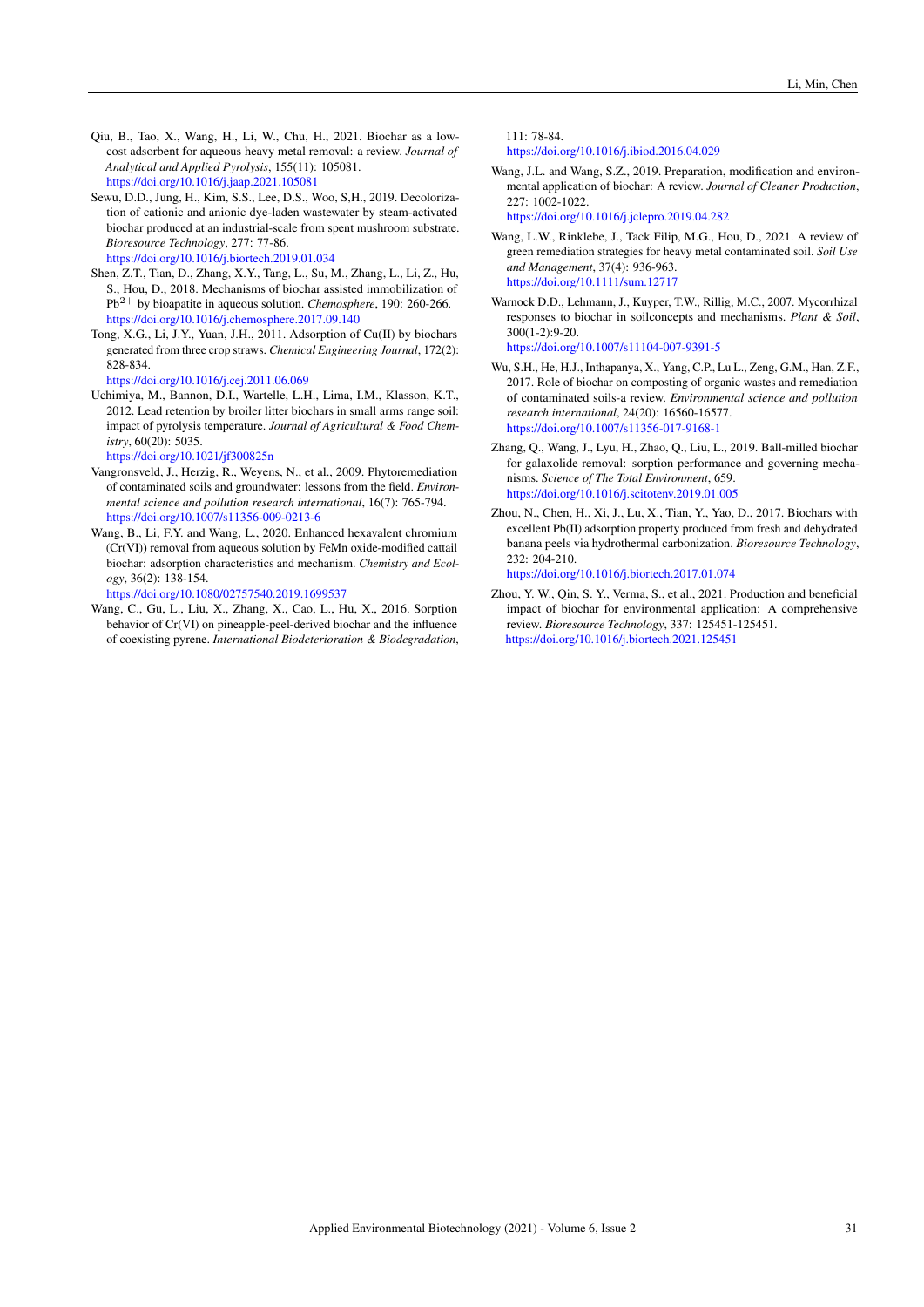Qiu, B., Tao, X., Wang, H., Li, W., Chu, H., 2021. Biochar as a low-cost adsorbent for aqueous heavy metal removal: a review. *Journal of Analytical and Applied Pyrolysis*, 155(11): 105081.
https://doi.org/10.1016/j.jaap.2021.105081

Sewu, D.D., Jung, H., Kim, S.S., Lee, D.S., Woo, S,H., 2019. Decolorization of cationic and anionic dye-laden wastewater by steam-activated biochar produced at an industrial-scale from spent mushroom substrate. *Bioresource Technology*, 277: 77-86.
https://doi.org/10.1016/j.biortech.2019.01.034

Shen, Z.T., Tian, D., Zhang, X.Y., Tang, L., Su, M., Zhang, L., Li, Z., Hu, S., Hou, D., 2018. Mechanisms of biochar assisted immobilization of $Pb^{2+}$ by bioapatite in aqueous solution. *Chemosphere*, 190: 260-266.
https://doi.org/10.1016/j.chemosphere.2017.09.140

Tong, X.G., Li, J.Y., Yuan, J.H., 2011. Adsorption of Cu(II) by biochars generated from three crop straws. *Chemical Engineering Journal*, 172(2): 828-834.
https://doi.org/10.1016/j.cej.2011.06.069

Uchimiya, M., Bannon, D.I., Wartelle, L.H., Lima, I.M., Klasson, K.T., 2012. Lead retention by broiler litter biochars in small arms range soil: impact of pyrolysis temperature. *Journal of Agricultural & Food Chemistry*, 60(20): 5035.
https://doi.org/10.1021/jf300825n

Vangronsveld, J., Herzig, R., Weyens, N., et al., 2009. Phytoremediation of contaminated soils and groundwater: lessons from the field. *Environmental science and pollution research international*, 16(7): 765-794.
https://doi.org/10.1007/s11356-009-0213-6

Wang, B., Li, F.Y. and Wang, L., 2020. Enhanced hexavalent chromium (Cr(VI)) removal from aqueous solution by FeMn oxide-modified cattail biochar: adsorption characteristics and mechanism. *Chemistry and Ecology*, 36(2): 138-154.
https://doi.org/10.1080/02757540.2019.1699537

Wang, C., Gu, L., Liu, X., Zhang, X., Cao, L., Hu, X., 2016. Sorption behavior of Cr(VI) on pineapple-peel-derived biochar and the influence of coexisting pyrene. *International Biodeterioration & Biodegradation*, 111: 78-84.
https://doi.org/10.1016/j.ibiod.2016.04.029

Wang, J.L. and Wang, S.Z., 2019. Preparation, modification and environmental application of biochar: A review. *Journal of Cleaner Production*, 227: 1002-1022.
https://doi.org/10.1016/j.jclepro.2019.04.282

Wang, L.W., Rinklebe, J., Tack Filip, M.G., Hou, D., 2021. A review of green remediation strategies for heavy metal contaminated soil. *Soil Use and Management*, 37(4): 936-963.
https://doi.org/10.1111/sum.12717

Warnock D.D., Lehmann, J., Kuyper, T.W., Rillig, M.C., 2007. Mycorrhizal responses to biochar in soilconcepts and mechanisms. *Plant & Soil*, 300(1-2):9-20.
https://doi.org/10.1007/s11104-007-9391-5

Wu, S.H., He, H.J., Inthapanya, X., Yang, C.P., Lu L., Zeng, G.M., Han, Z.F., 2017. Role of biochar on composting of organic wastes and remediation of contaminated soils-a review. *Environmental science and pollution research international*, 24(20): 16560-16577.
https://doi.org/10.1007/s11356-017-9168-1

Zhang, Q., Wang, J., Lyu, H., Zhao, Q., Liu, L., 2019. Ball-milled biochar for galaxolide removal: sorption performance and governing mechanisms. *Science of The Total Environment*, 659.
https://doi.org/10.1016/j.scitotenv.2019.01.005

Zhou, N., Chen, H., Xi, J., Lu, X., Tian, Y., Yao, D., 2017. Biochars with excellent Pb(II) adsorption property produced from fresh and dehydrated banana peels via hydrothermal carbonization. *Bioresource Technology*, 232: 204-210.
https://doi.org/10.1016/j.biortech.2017.01.074

Zhou, Y. W., Qin, S. Y., Verma, S., et al., 2021. Production and beneficial impact of biochar for environmental application: A comprehensive review. *Bioresource Technology*, 337: 125451-125451.
https://doi.org/10.1016/j.biortech.2021.125451